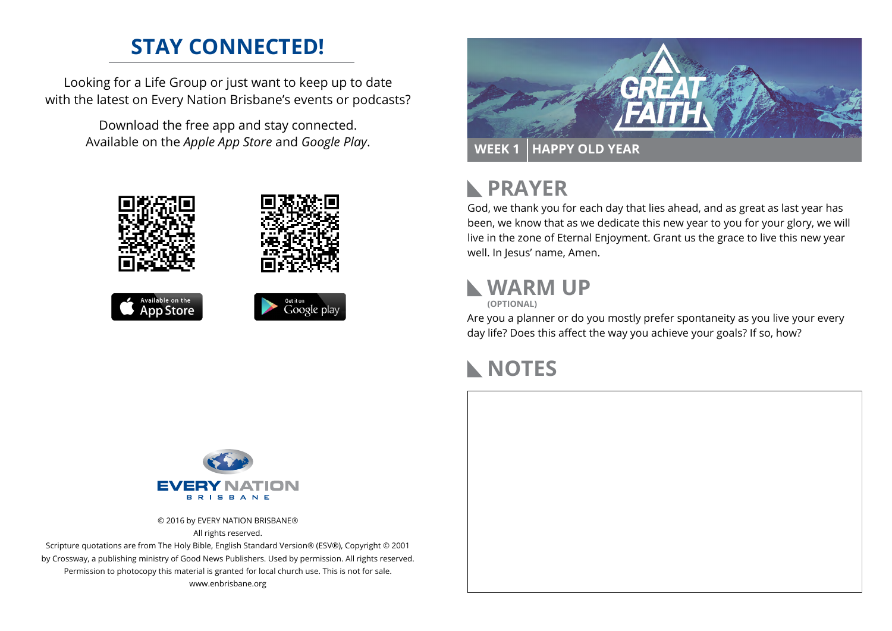## STAY CONNECTED!

Looking for a Life Group or just want to keep up to date with the latest on Every Nation Brisbane's events or podcasts?

Download the free app and stay connected. Available on the *Apple App Store* and *Google Play*.

Available on the App Store

Get it on Google play

EVERY NATION
BRISBANE

© 2016 by EVERY NATION BRISBANE®
All rights reserved.
Scripture quotations are from The Holy Bible, English Standard Version® (ESV®), Copyright © 2001 by Crossway, a publishing ministry of Good News Publishers. Used by permission. All rights reserved.
Permission to photocopy this material is granted for local church use. This is not for sale.
www.enbrisbane.org

GREAT FAITH

**WEEK 1** | **HAPPY OLD YEAR**

## PRAYER

God, we thank you for each day that lies ahead, and as great as last year has been, we know that as we dedicate this new year to you for your glory, we will live in the zone of Eternal Enjoyment. Grant us the grace to live this new year well. In Jesus' name, Amen.

## WARM UP

**(OPTIONAL)**

Are you a planner or do you mostly prefer spontaneity as you live your every day life? Does this affect the way you achieve your goals? If so, how?

## NOTES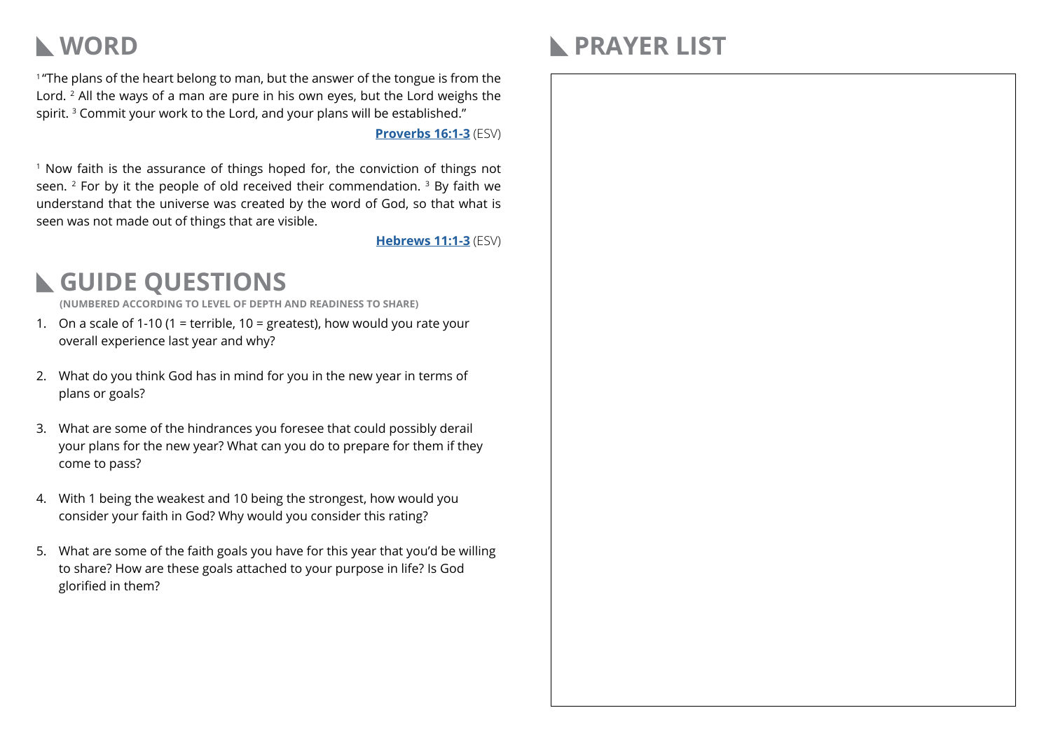## WORD

[1] "The plans of the heart belong to man, but the answer of the tongue is from the Lord. [2] All the ways of a man are pure in his own eyes, but the Lord weighs the spirit. [3] Commit your work to the Lord, and your plans will be established."

**Proverbs 16:1-3** (ESV)

[1] Now faith is the assurance of things hoped for, the conviction of things not seen. [2] For by it the people of old received their commendation. [3] By faith we understand that the universe was created by the word of God, so that what is seen was not made out of things that are visible.

**Hebrews 11:1-3** (ESV)

## GUIDE QUESTIONS

**(NUMBERED ACCORDING TO LEVEL OF DEPTH AND READINESS TO SHARE)**

1. On a scale of 1-10 (1 = terrible, 10 = greatest), how would you rate your overall experience last year and why?

2. What do you think God has in mind for you in the new year in terms of plans or goals?

3. What are some of the hindrances you foresee that could possibly derail your plans for the new year? What can you do to prepare for them if they come to pass?

4. With 1 being the weakest and 10 being the strongest, how would you consider your faith in God? Why would you consider this rating?

5. What are some of the faith goals you have for this year that you'd be willing to share? How are these goals attached to your purpose in life? Is God glorified in them?

## PRAYER LIST